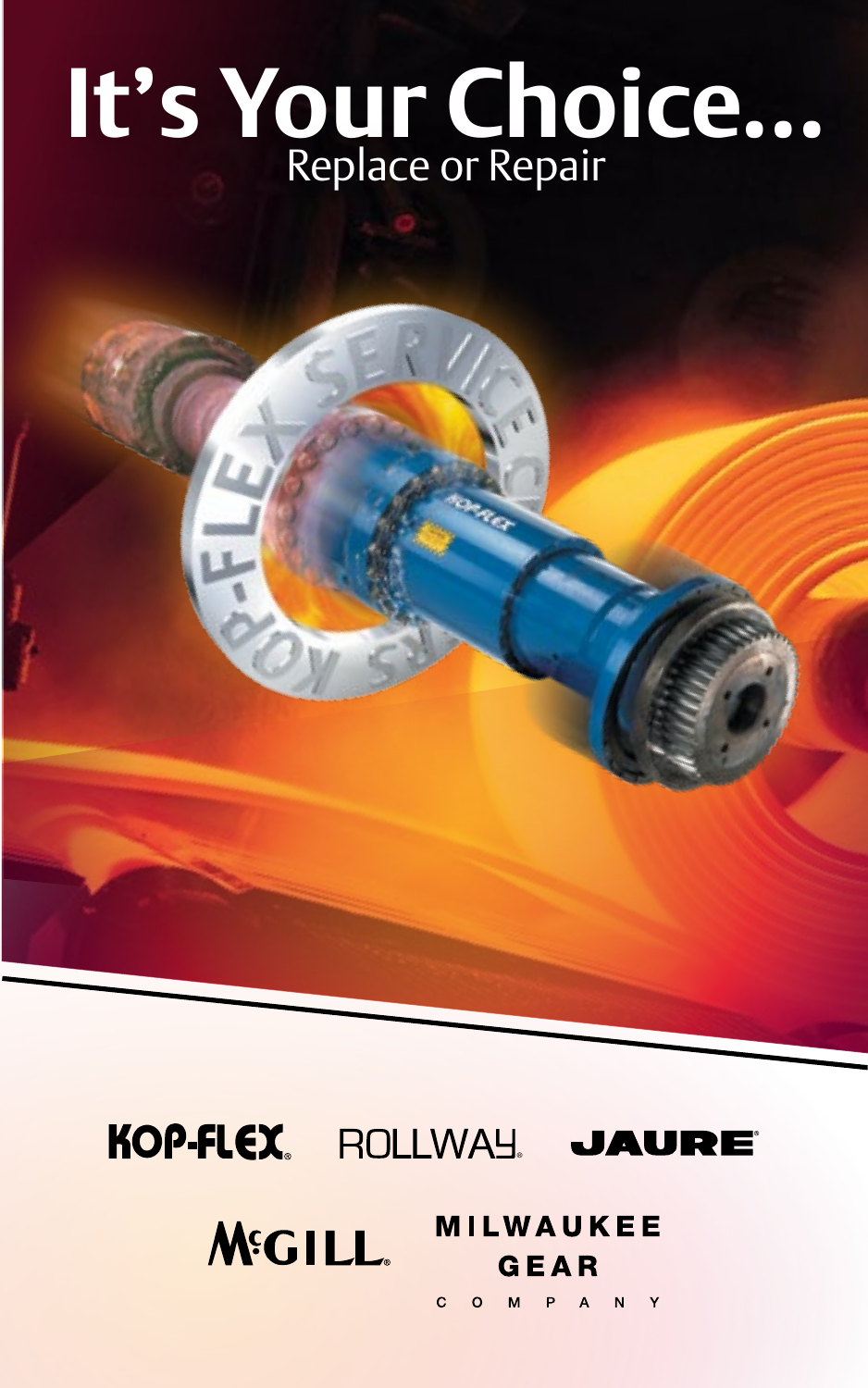# It's Your Choice...

## Replace or Repair

KOP-FLEX SERVICE CENTERS

KOP-FLEX® ROLLWAY® JAURE®

McGILL® MILWAUKEE GEAR COMPANY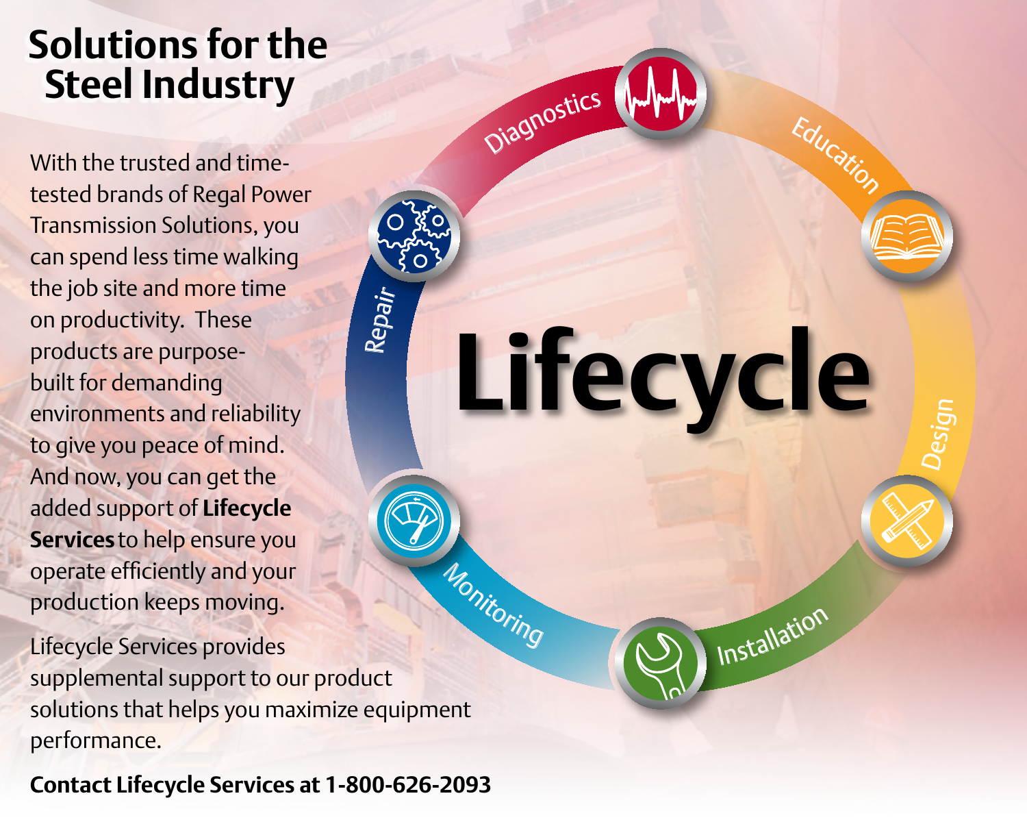# Solutions for the Steel Industry

With the trusted and time-tested brands of Regal Power Transmission Solutions, you can spend less time walking the job site and more time on productivity. These products are purpose-built for demanding environments and reliability to give you peace of mind. And now, you can get the added support of **Lifecycle Services** to help ensure you operate efficiently and your production keeps moving.

Lifecycle Services provides supplemental support to our product solutions that helps you maximize equipment performance.

**Contact Lifecycle Services at 1-800-626-2093**

**Lifecycle**

- Diagnostics
- Education
- Design
- Installation
- Monitoring
- Repair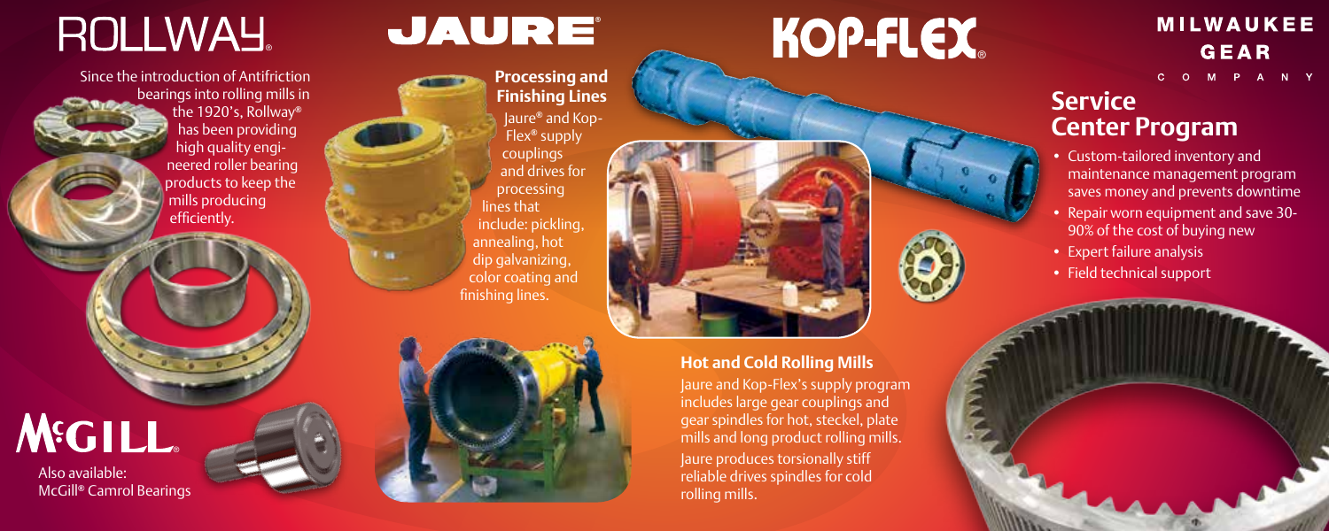# ROLLWAY®

Since the introduction of Antifriction bearings into rolling mills in the 1920's, Rollway® has been providing high quality engineered roller bearing products to keep the mills producing efficiently.

# McGILL®

Also available:
McGill® Camrol Bearings

# JAURE®

**Processing and Finishing Lines**

Jaure® and Kop-Flex® supply couplings and drives for processing lines that include: pickling, annealing, hot dip galvanizing, color coating and finishing lines.

# KOP-FLEX®

### Hot and Cold Rolling Mills

Jaure and Kop-Flex's supply program includes large gear couplings and gear spindles for hot, steckel, plate mills and long product rolling mills.

Jaure produces torsionally stiff reliable drives spindles for cold rolling mills.

# MILWAUKEE GEAR COMPANY

## Service Center Program

- Custom-tailored inventory and maintenance management program saves money and prevents downtime
- Repair worn equipment and save 30-90% of the cost of buying new
- Expert failure analysis
- Field technical support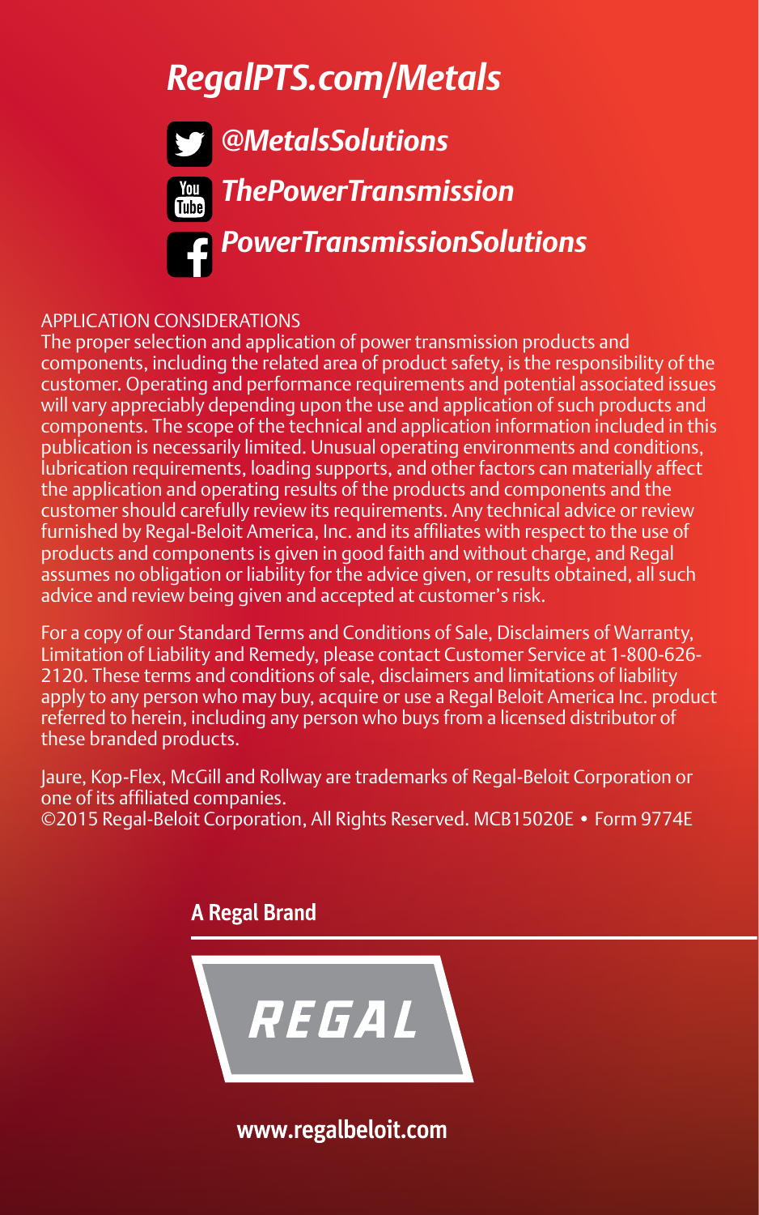***RegalPTS.com/Metals***

***@MetalsSolutions***

***ThePowerTransmission***

***PowerTransmissionSolutions***

APPLICATION CONSIDERATIONS

The proper selection and application of power transmission products and components, including the related area of product safety, is the responsibility of the customer. Operating and performance requirements and potential associated issues will vary appreciably depending upon the use and application of such products and components. The scope of the technical and application information included in this publication is necessarily limited. Unusual operating environments and conditions, lubrication requirements, loading supports, and other factors can materially affect the application and operating results of the products and components and the customer should carefully review its requirements. Any technical advice or review furnished by Regal-Beloit America, Inc. and its affiliates with respect to the use of products and components is given in good faith and without charge, and Regal assumes no obligation or liability for the advice given, or results obtained, all such advice and review being given and accepted at customer's risk.

For a copy of our Standard Terms and Conditions of Sale, Disclaimers of Warranty, Limitation of Liability and Remedy, please contact Customer Service at 1-800-626-2120. These terms and conditions of sale, disclaimers and limitations of liability apply to any person who may buy, acquire or use a Regal Beloit America Inc. product referred to herein, including any person who buys from a licensed distributor of these branded products.

Jaure, Kop-Flex, McGill and Rollway are trademarks of Regal-Beloit Corporation or one of its affiliated companies.
©2015 Regal-Beloit Corporation, All Rights Reserved. MCB15020E • Form 9774E

**A Regal Brand**

REGAL

**www.regalbeloit.com**